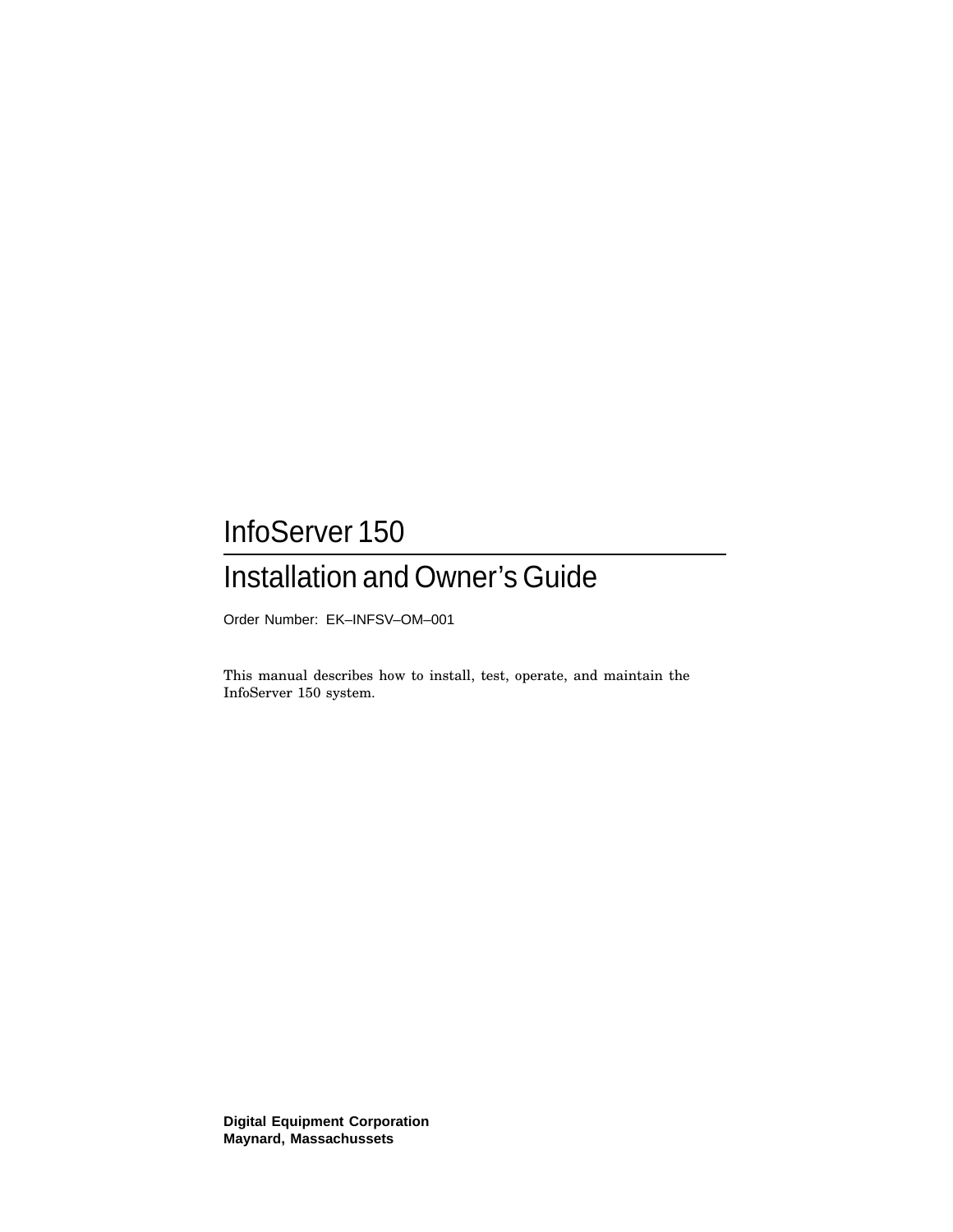# InfoServer 150

# Installation and Owner's Guide

Order Number: EK–INFSV–OM–001

This manual describes how to install, test, operate, and maintain the InfoServer 150 system.

**Digital Equipment Corporation**
**Maynard, Massachussets**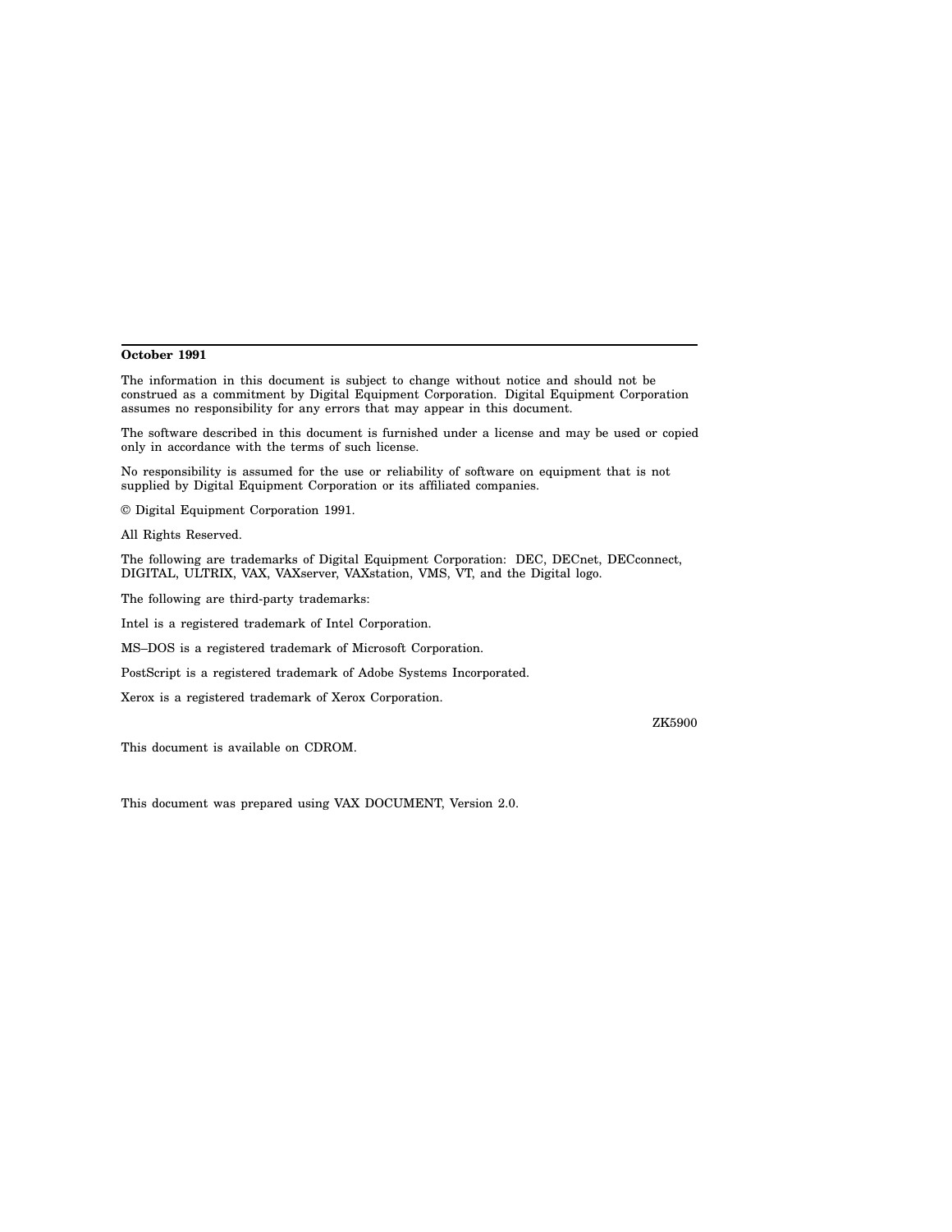**October 1991**

The information in this document is subject to change without notice and should not be construed as a commitment by Digital Equipment Corporation. Digital Equipment Corporation assumes no responsibility for any errors that may appear in this document.

The software described in this document is furnished under a license and may be used or copied only in accordance with the terms of such license.

No responsibility is assumed for the use or reliability of software on equipment that is not supplied by Digital Equipment Corporation or its affiliated companies.

© Digital Equipment Corporation 1991.

All Rights Reserved.

The following are trademarks of Digital Equipment Corporation: DEC, DECnet, DECconnect, DIGITAL, ULTRIX, VAX, VAXserver, VAXstation, VMS, VT, and the Digital logo.

The following are third-party trademarks:

Intel is a registered trademark of Intel Corporation.

MS–DOS is a registered trademark of Microsoft Corporation.

PostScript is a registered trademark of Adobe Systems Incorporated.

Xerox is a registered trademark of Xerox Corporation.

ZK5900

This document is available on CDROM.

This document was prepared using VAX DOCUMENT, Version 2.0.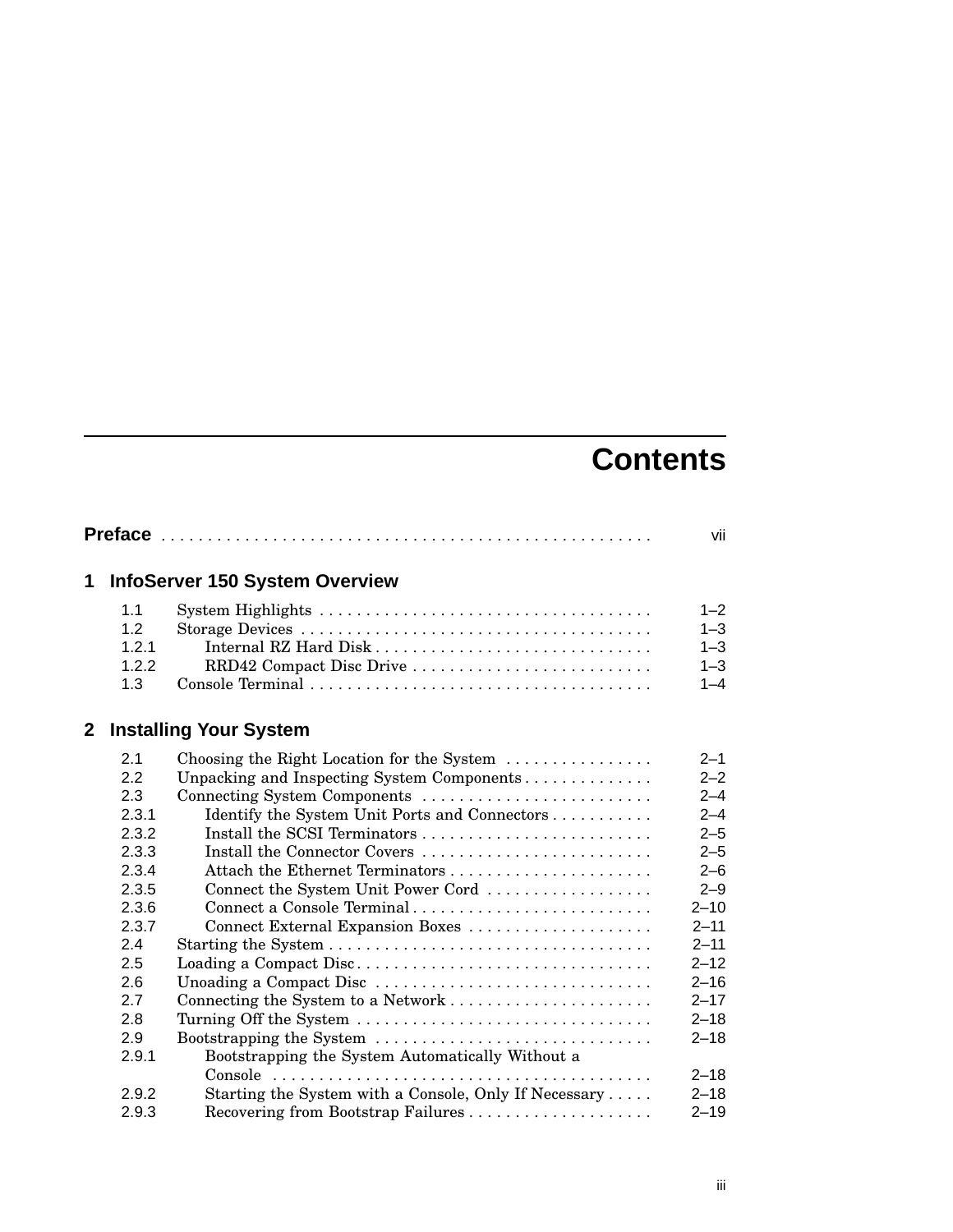# Contents

**Preface** . . . . . . . . . . vii

## 1 InfoServer 150 System Overview

| | | |
|---|---|---|
| 1.1 | System Highlights | 1–2 |
| 1.2 | Storage Devices | 1–3 |
| 1.2.1 | Internal RZ Hard Disk | 1–3 |
| 1.2.2 | RRD42 Compact Disc Drive | 1–3 |
| 1.3 | Console Terminal | 1–4 |

## 2 Installing Your System

| | | |
|---|---|---|
| 2.1 | Choosing the Right Location for the System | 2–1 |
| 2.2 | Unpacking and Inspecting System Components | 2–2 |
| 2.3 | Connecting System Components | 2–4 |
| 2.3.1 | Identify the System Unit Ports and Connectors | 2–4 |
| 2.3.2 | Install the SCSI Terminators | 2–5 |
| 2.3.3 | Install the Connector Covers | 2–5 |
| 2.3.4 | Attach the Ethernet Terminators | 2–6 |
| 2.3.5 | Connect the System Unit Power Cord | 2–9 |
| 2.3.6 | Connect a Console Terminal | 2–10 |
| 2.3.7 | Connect External Expansion Boxes | 2–11 |
| 2.4 | Starting the System | 2–11 |
| 2.5 | Loading a Compact Disc | 2–12 |
| 2.6 | Unoading a Compact Disc | 2–16 |
| 2.7 | Connecting the System to a Network | 2–17 |
| 2.8 | Turning Off the System | 2–18 |
| 2.9 | Bootstrapping the System | 2–18 |
| 2.9.1 | Bootstrapping the System Automatically Without a Console | 2–18 |
| 2.9.2 | Starting the System with a Console, Only If Necessary | 2–18 |
| 2.9.3 | Recovering from Bootstrap Failures | 2–19 |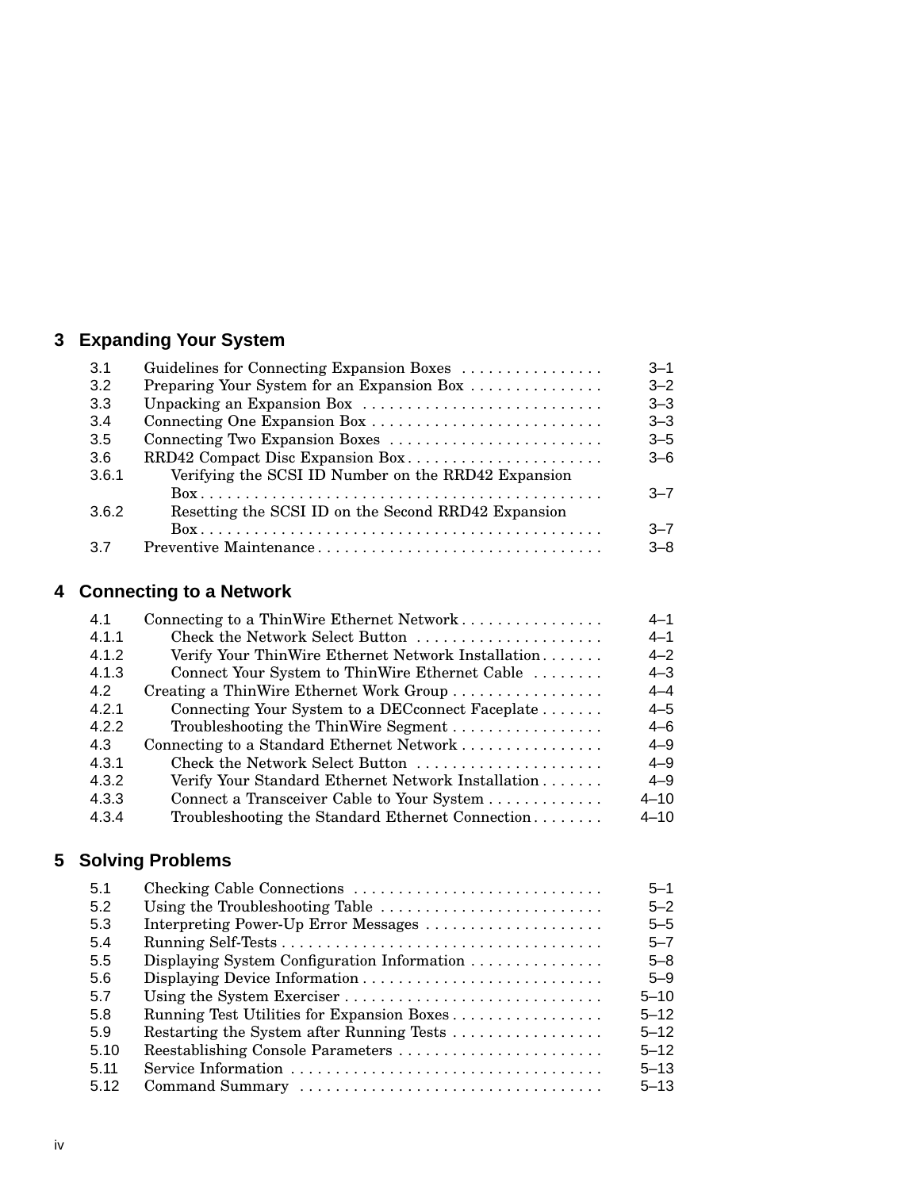## 3 Expanding Your System

| | | |
|---|---|---|
| 3.1 | Guidelines for Connecting Expansion Boxes | 3–1 |
| 3.2 | Preparing Your System for an Expansion Box | 3–2 |
| 3.3 | Unpacking an Expansion Box | 3–3 |
| 3.4 | Connecting One Expansion Box | 3–3 |
| 3.5 | Connecting Two Expansion Boxes | 3–5 |
| 3.6 | RRD42 Compact Disc Expansion Box | 3–6 |
| 3.6.1 | Verifying the SCSI ID Number on the RRD42 Expansion Box | 3–7 |
| 3.6.2 | Resetting the SCSI ID on the Second RRD42 Expansion Box | 3–7 |
| 3.7 | Preventive Maintenance | 3–8 |

## 4 Connecting to a Network

| | | |
|---|---|---|
| 4.1 | Connecting to a ThinWire Ethernet Network | 4–1 |
| 4.1.1 | Check the Network Select Button | 4–1 |
| 4.1.2 | Verify Your ThinWire Ethernet Network Installation | 4–2 |
| 4.1.3 | Connect Your System to ThinWire Ethernet Cable | 4–3 |
| 4.2 | Creating a ThinWire Ethernet Work Group | 4–4 |
| 4.2.1 | Connecting Your System to a DECconnect Faceplate | 4–5 |
| 4.2.2 | Troubleshooting the ThinWire Segment | 4–6 |
| 4.3 | Connecting to a Standard Ethernet Network | 4–9 |
| 4.3.1 | Check the Network Select Button | 4–9 |
| 4.3.2 | Verify Your Standard Ethernet Network Installation | 4–9 |
| 4.3.3 | Connect a Transceiver Cable to Your System | 4–10 |
| 4.3.4 | Troubleshooting the Standard Ethernet Connection | 4–10 |

## 5 Solving Problems

| | | |
|---|---|---|
| 5.1 | Checking Cable Connections | 5–1 |
| 5.2 | Using the Troubleshooting Table | 5–2 |
| 5.3 | Interpreting Power-Up Error Messages | 5–5 |
| 5.4 | Running Self-Tests | 5–7 |
| 5.5 | Displaying System Configuration Information | 5–8 |
| 5.6 | Displaying Device Information | 5–9 |
| 5.7 | Using the System Exerciser | 5–10 |
| 5.8 | Running Test Utilities for Expansion Boxes | 5–12 |
| 5.9 | Restarting the System after Running Tests | 5–12 |
| 5.10 | Reestablishing Console Parameters | 5–12 |
| 5.11 | Service Information | 5–13 |
| 5.12 | Command Summary | 5–13 |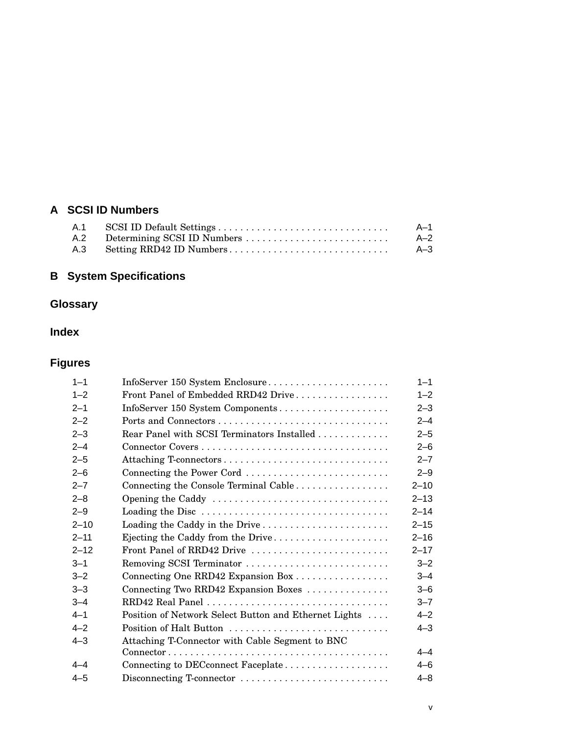## A SCSI ID Numbers

| | | |
|---|---|---|
| A.1 | SCSI ID Default Settings | A–1 |
| A.2 | Determining SCSI ID Numbers | A–2 |
| A.3 | Setting RRD42 ID Numbers | A–3 |

## B System Specifications

## Glossary

## Index

## Figures

| | | |
|---|---|---|
| 1–1 | InfoServer 150 System Enclosure | 1–1 |
| 1–2 | Front Panel of Embedded RRD42 Drive | 1–2 |
| 2–1 | InfoServer 150 System Components | 2–3 |
| 2–2 | Ports and Connectors | 2–4 |
| 2–3 | Rear Panel with SCSI Terminators Installed | 2–5 |
| 2–4 | Connector Covers | 2–6 |
| 2–5 | Attaching T-connectors | 2–7 |
| 2–6 | Connecting the Power Cord | 2–9 |
| 2–7 | Connecting the Console Terminal Cable | 2–10 |
| 2–8 | Opening the Caddy | 2–13 |
| 2–9 | Loading the Disc | 2–14 |
| 2–10 | Loading the Caddy in the Drive | 2–15 |
| 2–11 | Ejecting the Caddy from the Drive | 2–16 |
| 2–12 | Front Panel of RRD42 Drive | 2–17 |
| 3–1 | Removing SCSI Terminator | 3–2 |
| 3–2 | Connecting One RRD42 Expansion Box | 3–4 |
| 3–3 | Connecting Two RRD42 Expansion Boxes | 3–6 |
| 3–4 | RRD42 Real Panel | 3–7 |
| 4–1 | Position of Network Select Button and Ethernet Lights | 4–2 |
| 4–2 | Position of Halt Button | 4–3 |
| 4–3 | Attaching T-Connector with Cable Segment to BNC Connector | 4–4 |
| 4–4 | Connecting to DECconnect Faceplate | 4–6 |
| 4–5 | Disconnecting T-connector | 4–8 |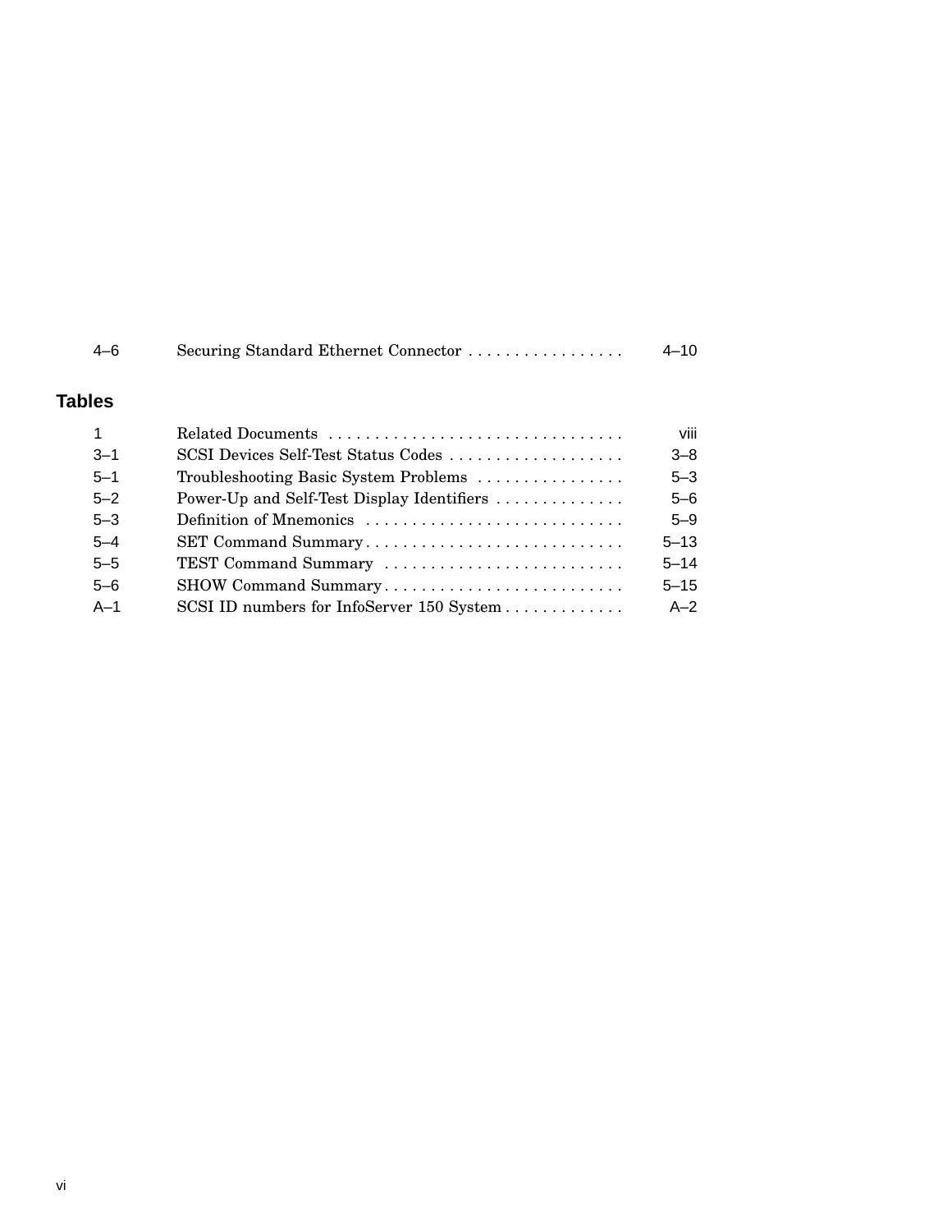| | | |
|---|---|---|
| 4–6 | Securing Standard Ethernet Connector | 4–10 |

## Tables

| | | |
|---|---|---|
| 1 | Related Documents | viii |
| 3–1 | SCSI Devices Self-Test Status Codes | 3–8 |
| 5–1 | Troubleshooting Basic System Problems | 5–3 |
| 5–2 | Power-Up and Self-Test Display Identifiers | 5–6 |
| 5–3 | Definition of Mnemonics | 5–9 |
| 5–4 | SET Command Summary | 5–13 |
| 5–5 | TEST Command Summary | 5–14 |
| 5–6 | SHOW Command Summary | 5–15 |
| A–1 | SCSI ID numbers for InfoServer 150 System | A–2 |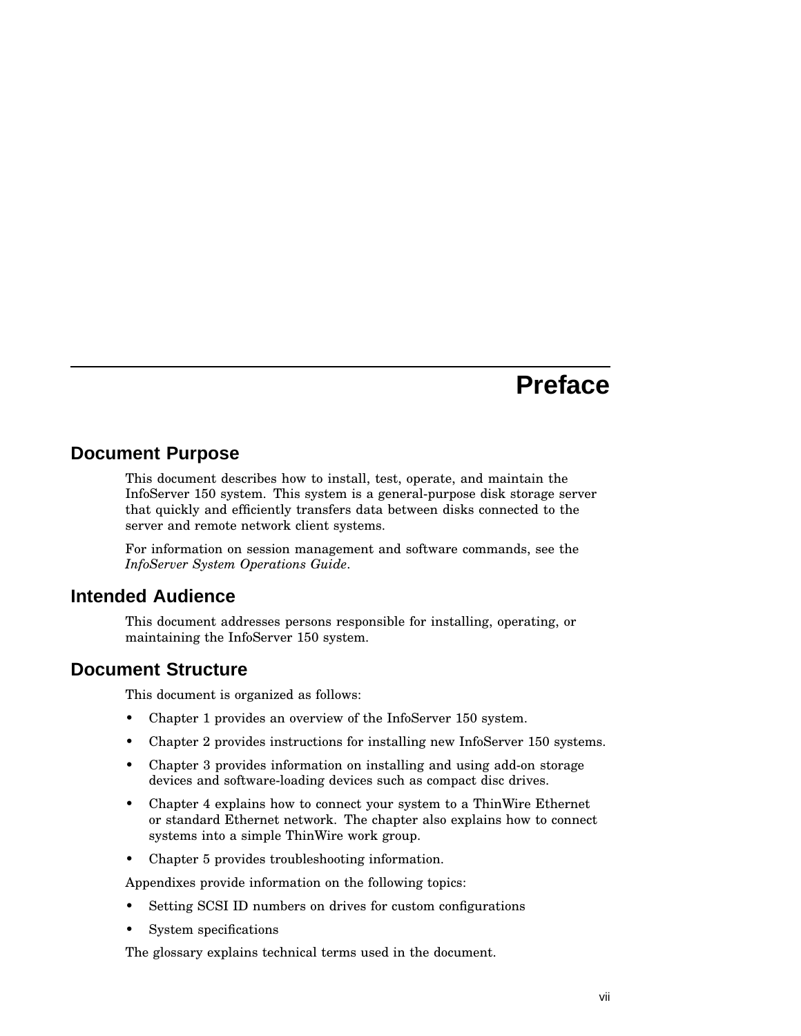# Preface

## Document Purpose

This document describes how to install, test, operate, and maintain the InfoServer 150 system. This system is a general-purpose disk storage server that quickly and efficiently transfers data between disks connected to the server and remote network client systems.

For information on session management and software commands, see the *InfoServer System Operations Guide*.

## Intended Audience

This document addresses persons responsible for installing, operating, or maintaining the InfoServer 150 system.

## Document Structure

This document is organized as follows:

- Chapter 1 provides an overview of the InfoServer 150 system.
- Chapter 2 provides instructions for installing new InfoServer 150 systems.
- Chapter 3 provides information on installing and using add-on storage devices and software-loading devices such as compact disc drives.
- Chapter 4 explains how to connect your system to a ThinWire Ethernet or standard Ethernet network. The chapter also explains how to connect systems into a simple ThinWire work group.
- Chapter 5 provides troubleshooting information.

Appendixes provide information on the following topics:

- Setting SCSI ID numbers on drives for custom configurations
- System specifications

The glossary explains technical terms used in the document.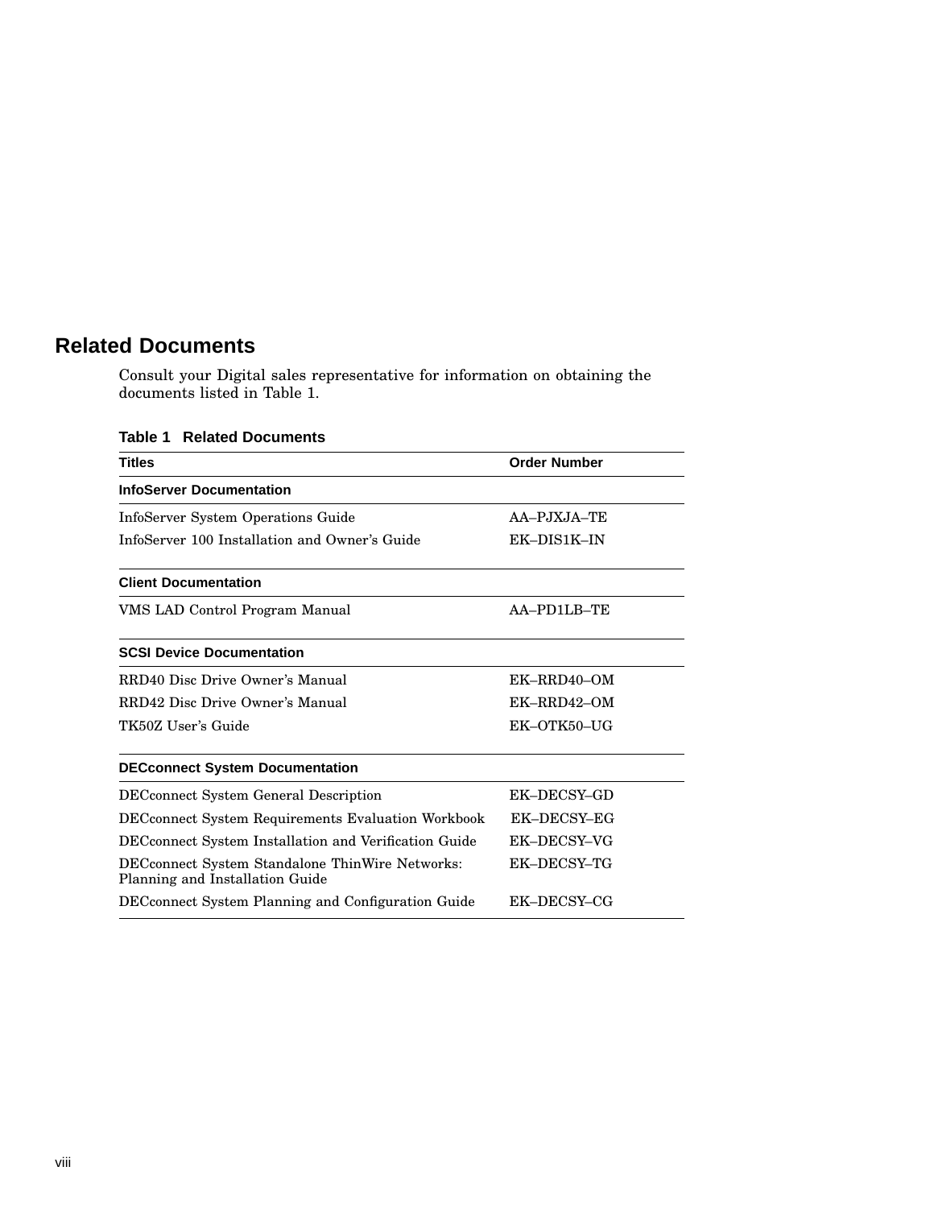## Related Documents

Consult your Digital sales representative for information on obtaining the documents listed in Table 1.

**Table 1 Related Documents**

| Titles | Order Number |
| --- | --- |
| **InfoServer Documentation** | |
| InfoServer System Operations Guide | AA–PJXJA–TE |
| InfoServer 100 Installation and Owner's Guide | EK–DIS1K–IN |
| **Client Documentation** | |
| VMS LAD Control Program Manual | AA–PD1LB–TE |
| **SCSI Device Documentation** | |
| RRD40 Disc Drive Owner's Manual | EK–RRD40–OM |
| RRD42 Disc Drive Owner's Manual | EK–RRD42–OM |
| TK50Z User's Guide | EK–OTK50–UG |
| **DECconnect System Documentation** | |
| DECconnect System General Description | EK–DECSY–GD |
| DECconnect System Requirements Evaluation Workbook | EK–DECSY–EG |
| DECconnect System Installation and Verification Guide | EK–DECSY–VG |
| DECconnect System Standalone ThinWire Networks: Planning and Installation Guide | EK–DECSY–TG |
| DECconnect System Planning and Configuration Guide | EK–DECSY–CG |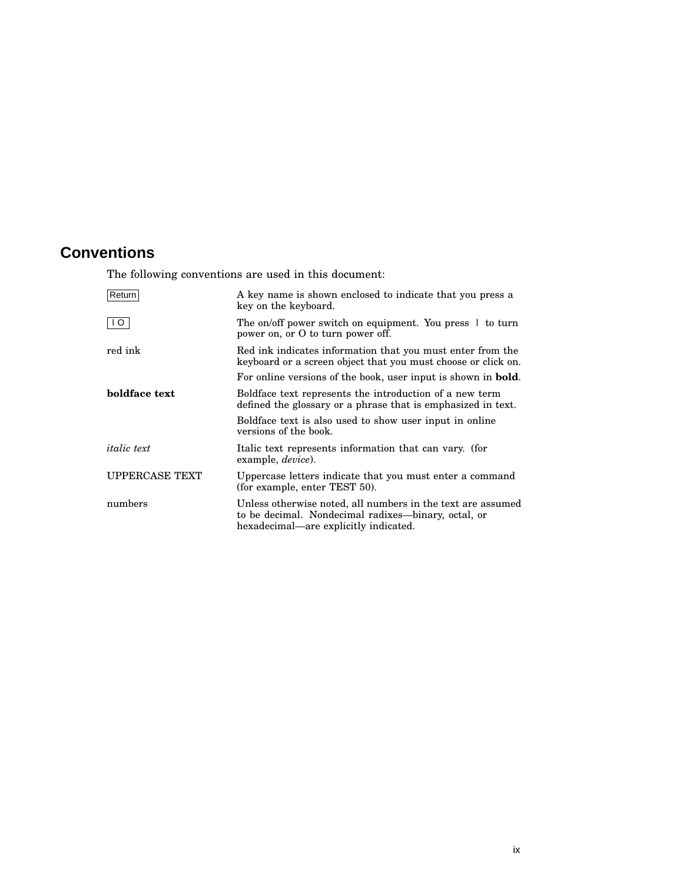## Conventions

The following conventions are used in this document:

| | |
|---|---|
| Return | A key name is shown enclosed to indicate that you press a key on the keyboard. |
| I O | The on/off power switch on equipment. You press I to turn power on, or O to turn power off. |
| red ink | Red ink indicates information that you must enter from the keyboard or a screen object that you must choose or click on. For online versions of the book, user input is shown in **bold**. |
| **boldface text** | Boldface text represents the introduction of a new term defined the glossary or a phrase that is emphasized in text. Boldface text is also used to show user input in online versions of the book. |
| *italic text* | Italic text represents information that can vary. (for example, *device*). |
| UPPERCASE TEXT | Uppercase letters indicate that you must enter a command (for example, enter TEST 50). |
| numbers | Unless otherwise noted, all numbers in the text are assumed to be decimal. Nondecimal radixes—binary, octal, or hexadecimal—are explicitly indicated. |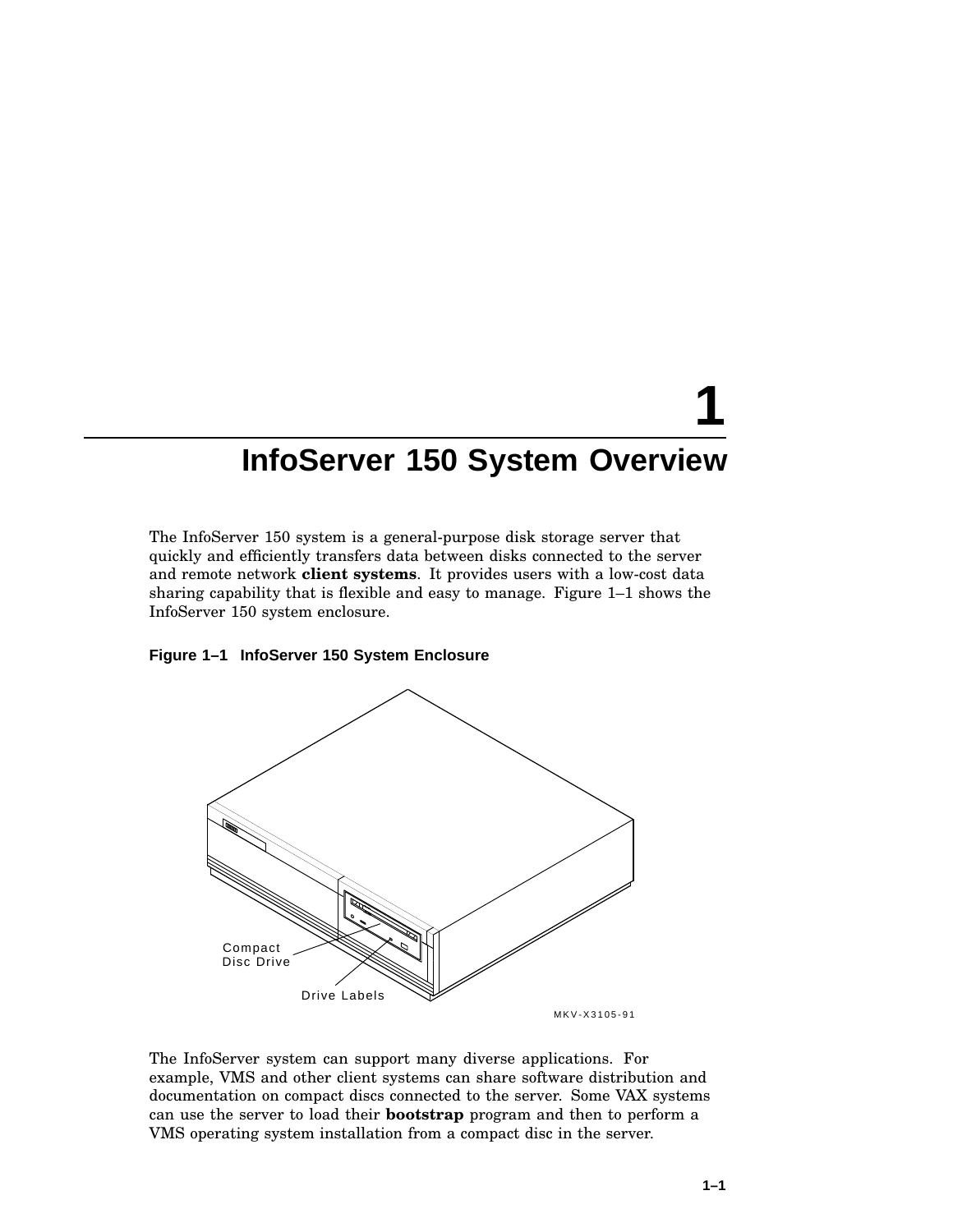# 1 InfoServer 150 System Overview

The InfoServer 150 system is a general-purpose disk storage server that quickly and efficiently transfers data between disks connected to the server and remote network **client systems**. It provides users with a low-cost data sharing capability that is flexible and easy to manage. Figure 1–1 shows the InfoServer 150 system enclosure.

**Figure 1–1 InfoServer 150 System Enclosure**

The InfoServer system can support many diverse applications. For example, VMS and other client systems can share software distribution and documentation on compact discs connected to the server. Some VAX systems can use the server to load their **bootstrap** program and then to perform a VMS operating system installation from a compact disc in the server.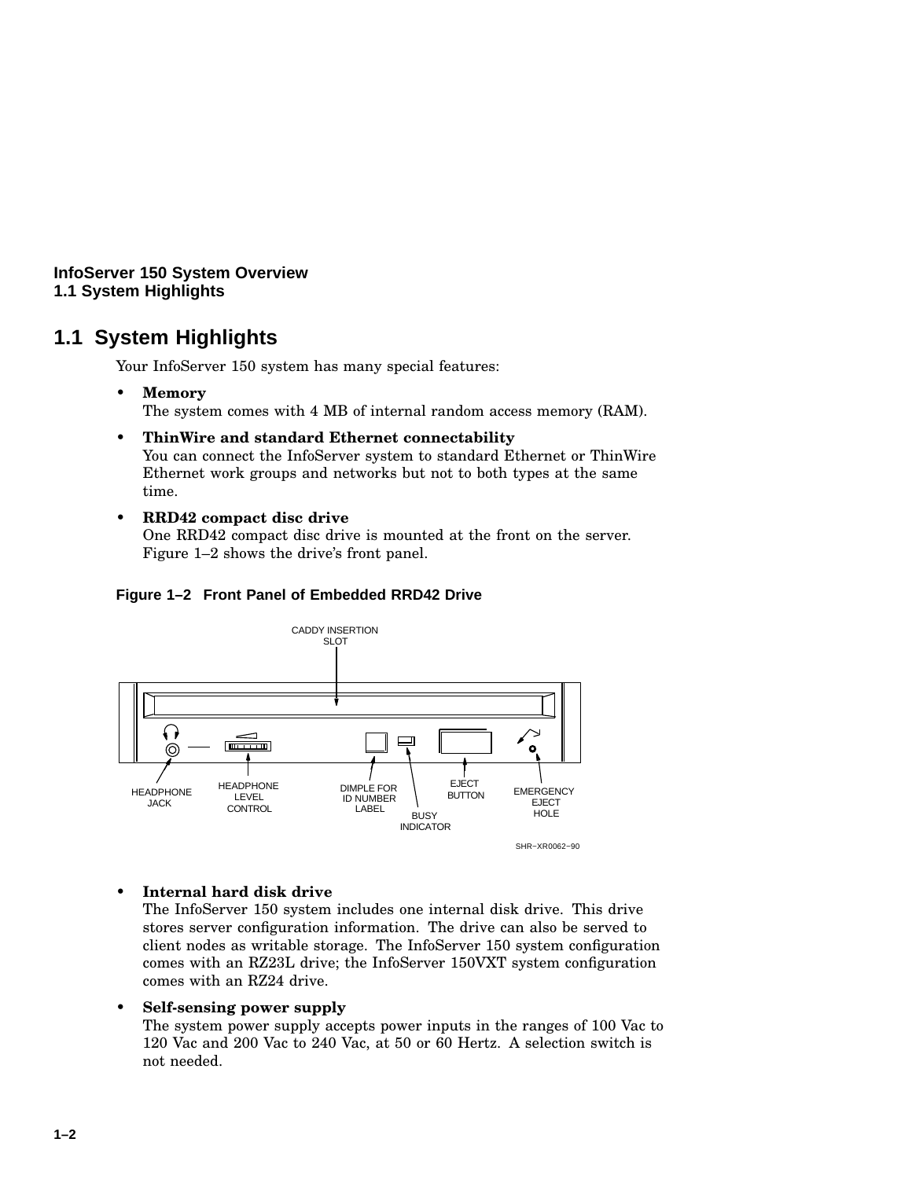## 1.1 System Highlights

Your InfoServer 150 system has many special features:

- **Memory**
  The system comes with 4 MB of internal random access memory (RAM).
- **ThinWire and standard Ethernet connectability**
  You can connect the InfoServer system to standard Ethernet or ThinWire Ethernet work groups and networks but not to both types at the same time.
- **RRD42 compact disc drive**
  One RRD42 compact disc drive is mounted at the front on the server. Figure 1–2 shows the drive's front panel.

**Figure 1–2 Front Panel of Embedded RRD42 Drive**

CADDY INSERTION SLOT

HEADPHONE JACK

HEADPHONE LEVEL CONTROL

DIMPLE FOR ID NUMBER LABEL

BUSY INDICATOR

EJECT BUTTON

EMERGENCY EJECT HOLE

SHR–XR0062–90

- **Internal hard disk drive**
  The InfoServer 150 system includes one internal disk drive. This drive stores server configuration information. The drive can also be served to client nodes as writable storage. The InfoServer 150 system configuration comes with an RZ23L drive; the InfoServer 150VXT system configuration comes with an RZ24 drive.
- **Self-sensing power supply**
  The system power supply accepts power inputs in the ranges of 100 Vac to 120 Vac and 200 Vac to 240 Vac, at 50 or 60 Hertz. A selection switch is not needed.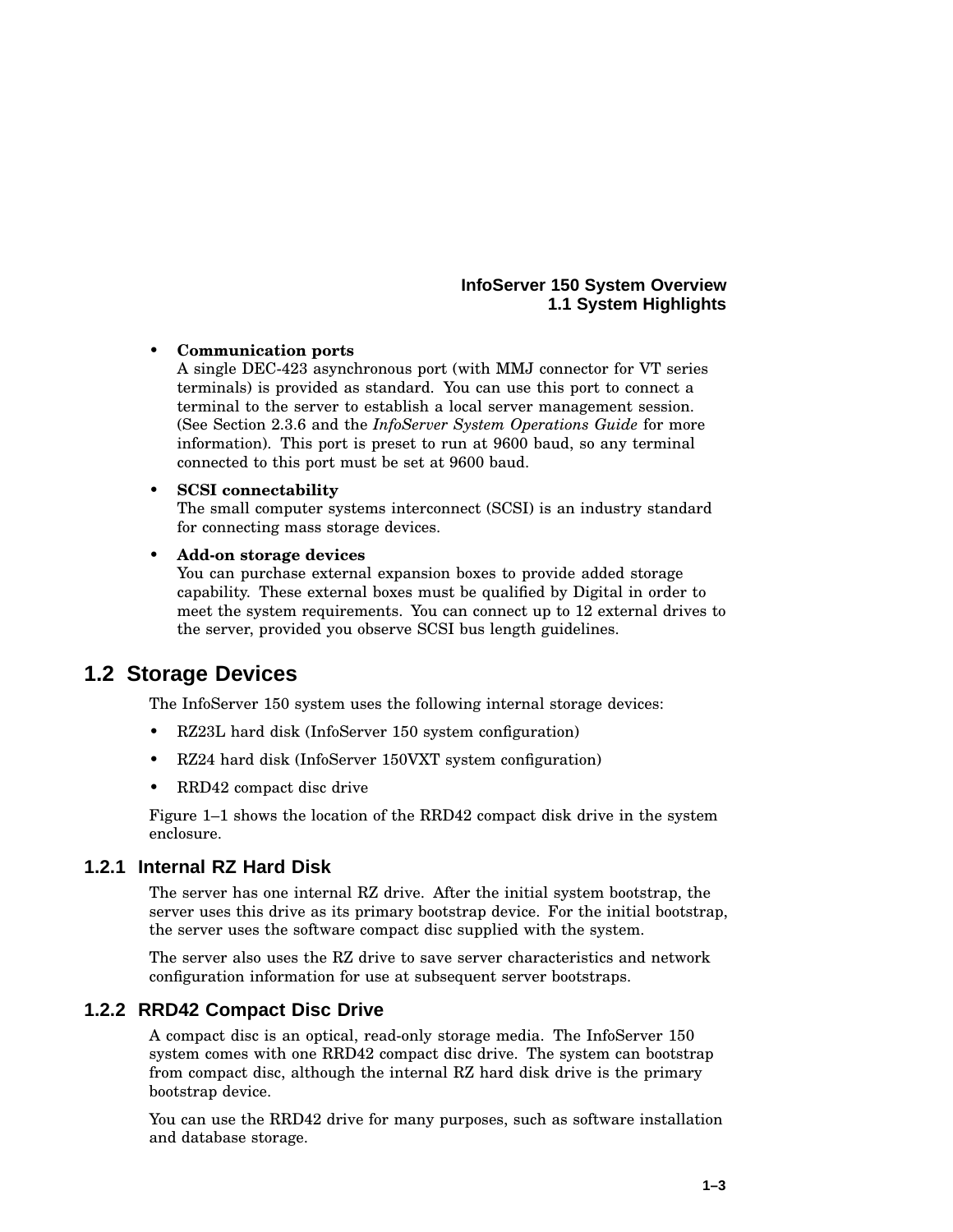- **Communication ports**
  A single DEC-423 asynchronous port (with MMJ connector for VT series terminals) is provided as standard. You can use this port to connect a terminal to the server to establish a local server management session. (See Section 2.3.6 and the *InfoServer System Operations Guide* for more information). This port is preset to run at 9600 baud, so any terminal connected to this port must be set at 9600 baud.
- **SCSI connectability**
  The small computer systems interconnect (SCSI) is an industry standard for connecting mass storage devices.
- **Add-on storage devices**
  You can purchase external expansion boxes to provide added storage capability. These external boxes must be qualified by Digital in order to meet the system requirements. You can connect up to 12 external drives to the server, provided you observe SCSI bus length guidelines.

## 1.2 Storage Devices

The InfoServer 150 system uses the following internal storage devices:

- RZ23L hard disk (InfoServer 150 system configuration)
- RZ24 hard disk (InfoServer 150VXT system configuration)
- RRD42 compact disc drive

Figure 1–1 shows the location of the RRD42 compact disk drive in the system enclosure.

### 1.2.1 Internal RZ Hard Disk

The server has one internal RZ drive. After the initial system bootstrap, the server uses this drive as its primary bootstrap device. For the initial bootstrap, the server uses the software compact disc supplied with the system.

The server also uses the RZ drive to save server characteristics and network configuration information for use at subsequent server bootstraps.

### 1.2.2 RRD42 Compact Disc Drive

A compact disc is an optical, read-only storage media. The InfoServer 150 system comes with one RRD42 compact disc drive. The system can bootstrap from compact disc, although the internal RZ hard disk drive is the primary bootstrap device.

You can use the RRD42 drive for many purposes, such as software installation and database storage.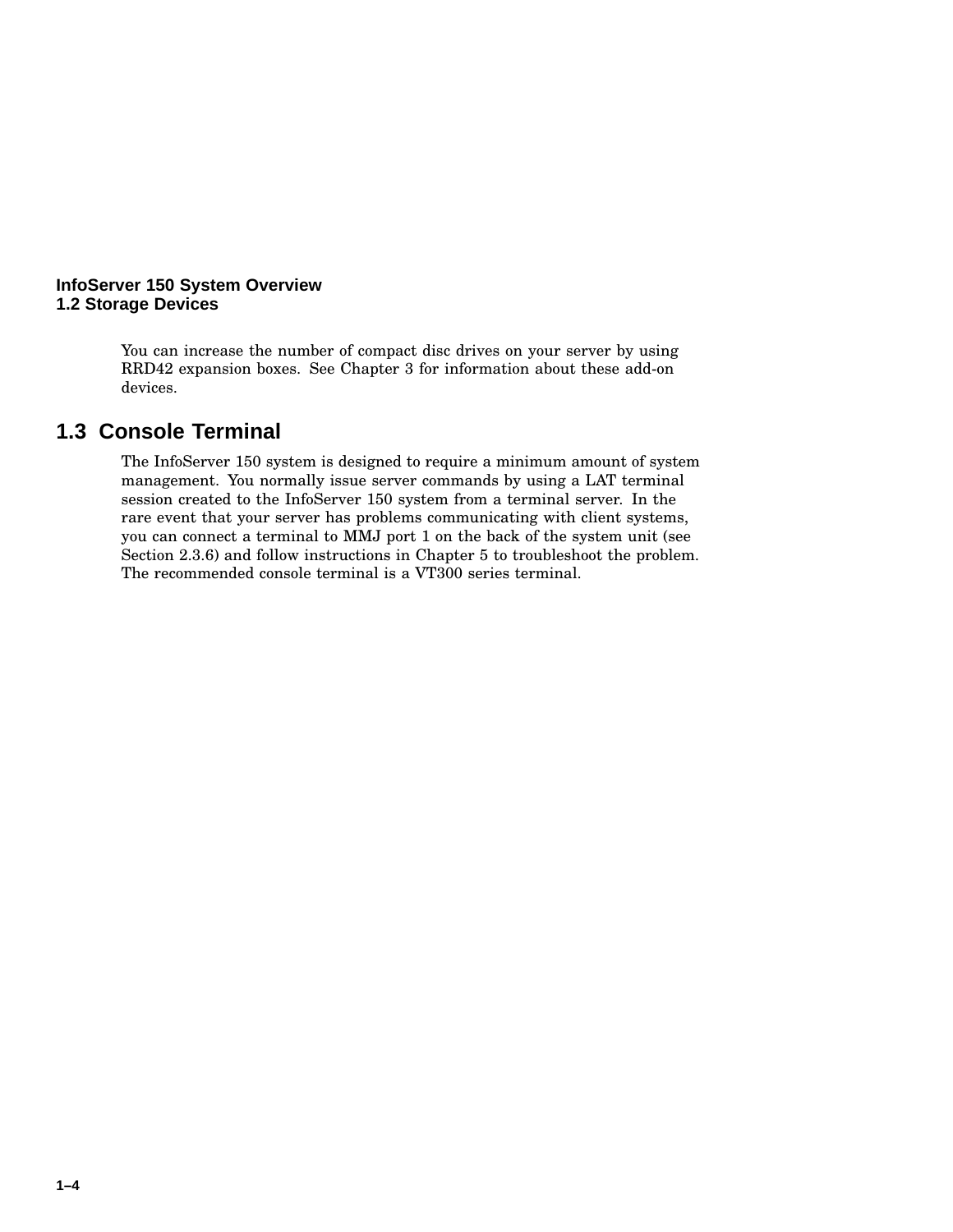You can increase the number of compact disc drives on your server by using RRD42 expansion boxes. See Chapter 3 for information about these add-on devices.

## 1.3 Console Terminal

The InfoServer 150 system is designed to require a minimum amount of system management. You normally issue server commands by using a LAT terminal session created to the InfoServer 150 system from a terminal server. In the rare event that your server has problems communicating with client systems, you can connect a terminal to MMJ port 1 on the back of the system unit (see Section 2.3.6) and follow instructions in Chapter 5 to troubleshoot the problem. The recommended console terminal is a VT300 series terminal.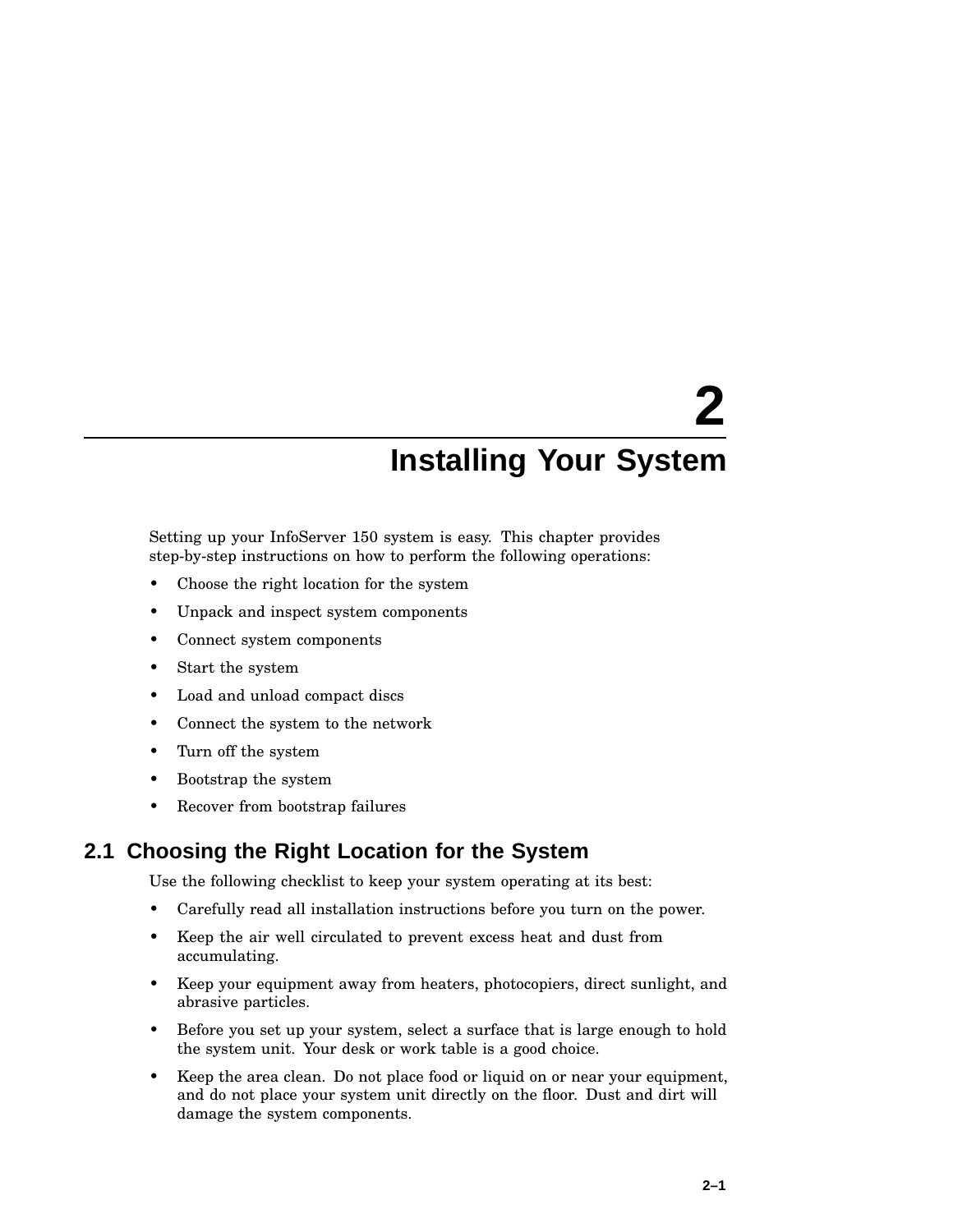# 2 Installing Your System

Setting up your InfoServer 150 system is easy. This chapter provides step-by-step instructions on how to perform the following operations:

- Choose the right location for the system
- Unpack and inspect system components
- Connect system components
- Start the system
- Load and unload compact discs
- Connect the system to the network
- Turn off the system
- Bootstrap the system
- Recover from bootstrap failures

## 2.1 Choosing the Right Location for the System

Use the following checklist to keep your system operating at its best:

- Carefully read all installation instructions before you turn on the power.
- Keep the air well circulated to prevent excess heat and dust from accumulating.
- Keep your equipment away from heaters, photocopiers, direct sunlight, and abrasive particles.
- Before you set up your system, select a surface that is large enough to hold the system unit. Your desk or work table is a good choice.
- Keep the area clean. Do not place food or liquid on or near your equipment, and do not place your system unit directly on the floor. Dust and dirt will damage the system components.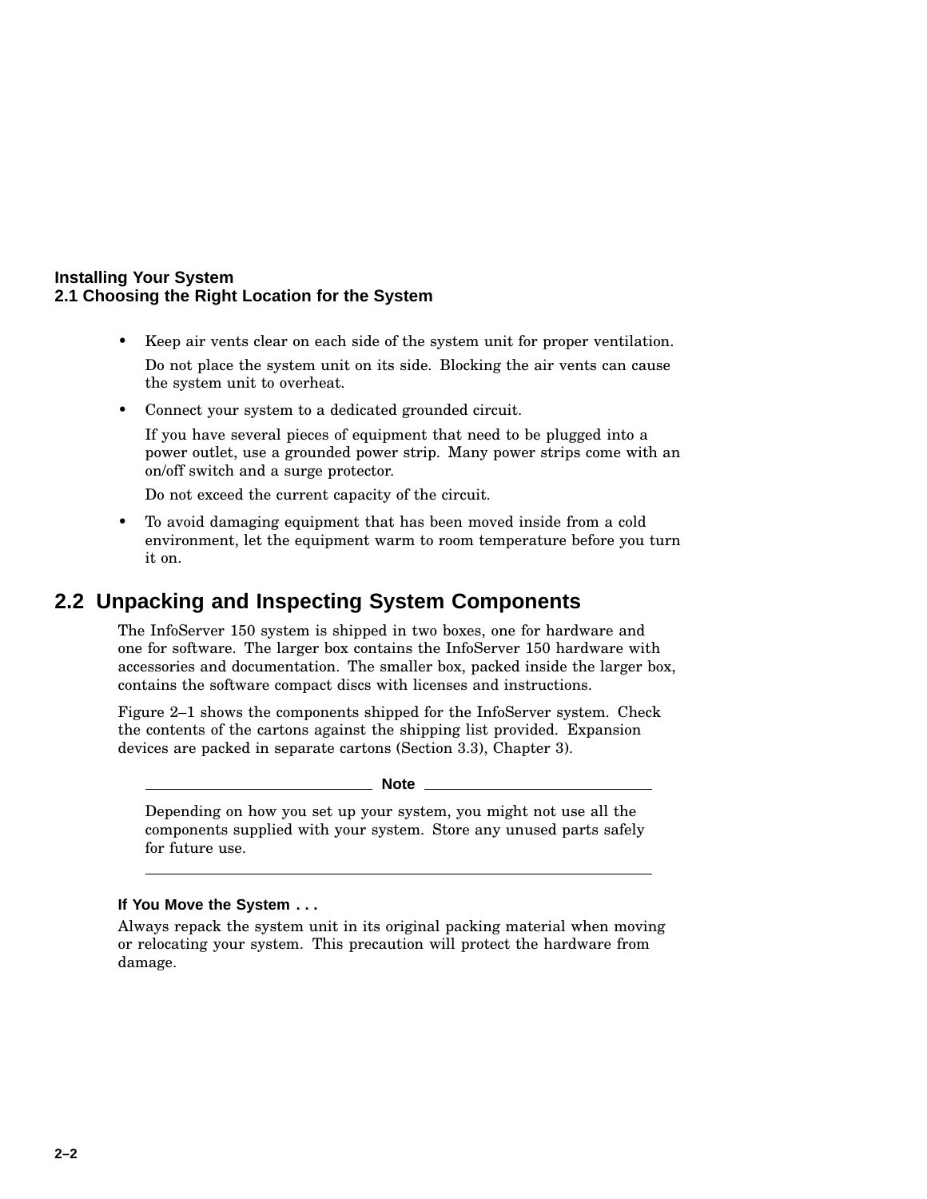- Keep air vents clear on each side of the system unit for proper ventilation.

  Do not place the system unit on its side. Blocking the air vents can cause the system unit to overheat.

- Connect your system to a dedicated grounded circuit.

  If you have several pieces of equipment that need to be plugged into a power outlet, use a grounded power strip. Many power strips come with an on/off switch and a surge protector.

  Do not exceed the current capacity of the circuit.

- To avoid damaging equipment that has been moved inside from a cold environment, let the equipment warm to room temperature before you turn it on.

## 2.2 Unpacking and Inspecting System Components

The InfoServer 150 system is shipped in two boxes, one for hardware and one for software. The larger box contains the InfoServer 150 hardware with accessories and documentation. The smaller box, packed inside the larger box, contains the software compact discs with licenses and instructions.

Figure 2–1 shows the components shipped for the InfoServer system. Check the contents of the cartons against the shipping list provided. Expansion devices are packed in separate cartons (Section 3.3), Chapter 3).

---

**Note**

Depending on how you set up your system, you might not use all the components supplied with your system. Store any unused parts safely for future use.

---

#### If You Move the System . . .

Always repack the system unit in its original packing material when moving or relocating your system. This precaution will protect the hardware from damage.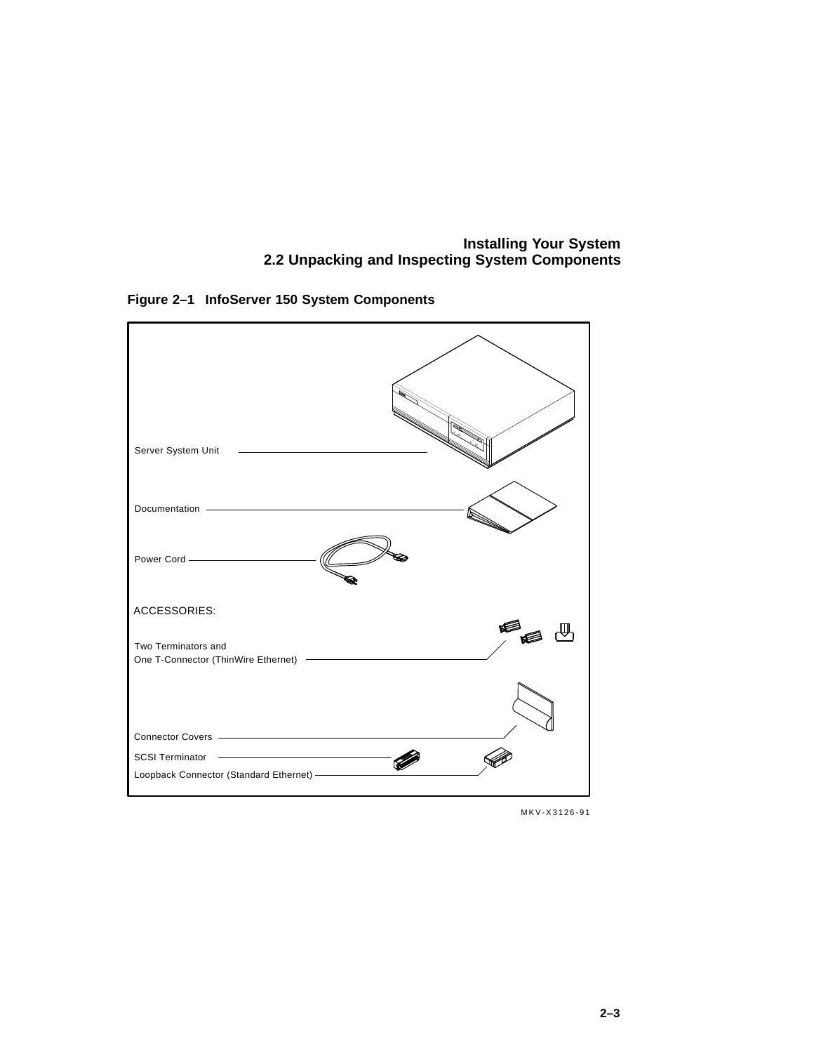**Figure 2–1 InfoServer 150 System Components**

Server System Unit

Documentation

Power Cord

ACCESSORIES:

Two Terminators and
One T-Connector (ThinWire Ethernet)

Connector Covers

SCSI Terminator

Loopback Connector (Standard Ethernet)

MKV-X3126-91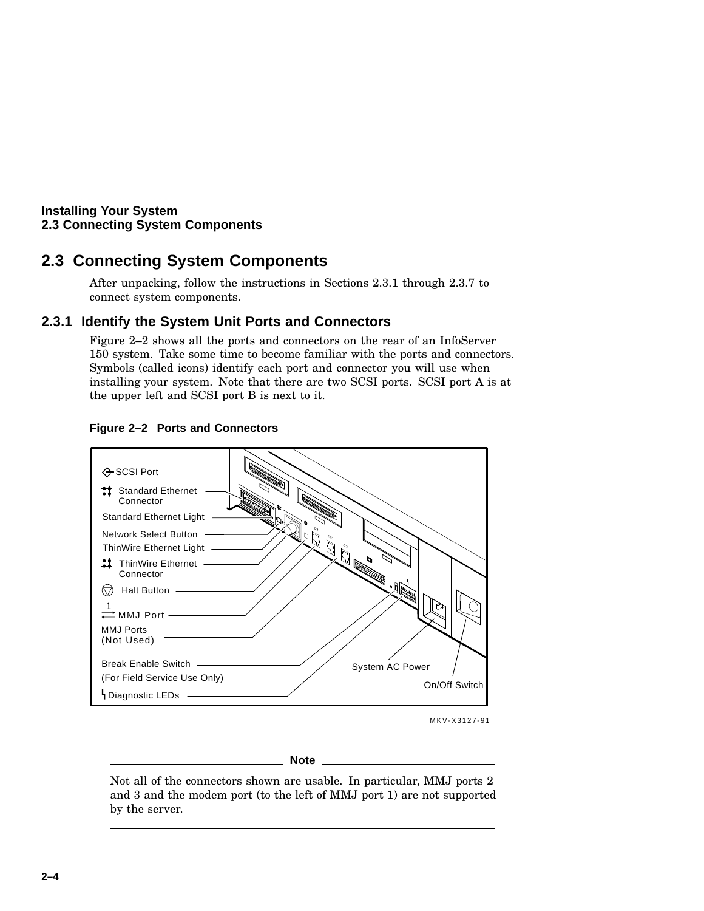## 2.3 Connecting System Components

After unpacking, follow the instructions in Sections 2.3.1 through 2.3.7 to connect system components.

### 2.3.1 Identify the System Unit Ports and Connectors

Figure 2–2 shows all the ports and connectors on the rear of an InfoServer 150 system. Take some time to become familiar with the ports and connectors. Symbols (called icons) identify each port and connector you will use when installing your system. Note that there are two SCSI ports. SCSI port A is at the upper left and SCSI port B is next to it.

**Figure 2–2 Ports and Connectors**

SCSI Port
Standard Ethernet Connector
Standard Ethernet Light
Network Select Button
ThinWire Ethernet Light
ThinWire Ethernet Connector
Halt Button
MMJ Port
MMJ Ports (Not Used)
Break Enable Switch (For Field Service Use Only)
Diagnostic LEDs
System AC Power
On/Off Switch

MKV-X3127-91

---

**Note**

Not all of the connectors shown are usable. In particular, MMJ ports 2 and 3 and the modem port (to the left of MMJ port 1) are not supported by the server.

---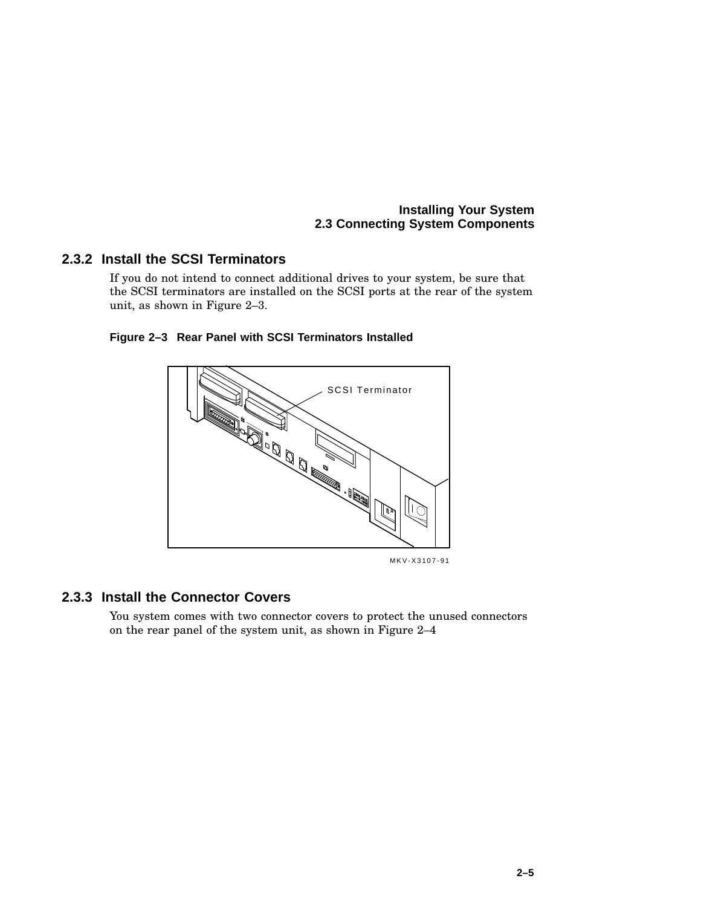### 2.3.2 Install the SCSI Terminators

If you do not intend to connect additional drives to your system, be sure that the SCSI terminators are installed on the SCSI ports at the rear of the system unit, as shown in Figure 2–3.

**Figure 2–3 Rear Panel with SCSI Terminators Installed**

SCSI Terminator

MKV-X3107-91

### 2.3.3 Install the Connector Covers

You system comes with two connector covers to protect the unused connectors on the rear panel of the system unit, as shown in Figure 2–4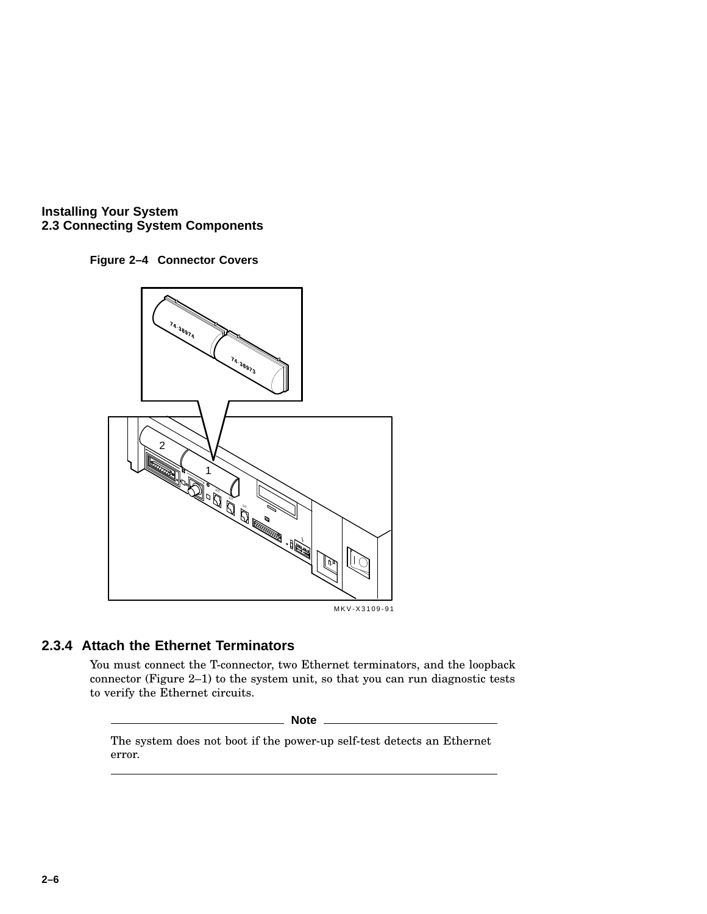**Figure 2–4 Connector Covers**

MKV-X3109-91

### 2.3.4 Attach the Ethernet Terminators

You must connect the T-connector, two Ethernet terminators, and the loopback connector (Figure 2–1) to the system unit, so that you can run diagnostic tests to verify the Ethernet circuits.

---

**Note**

The system does not boot if the power-up self-test detects an Ethernet error.

---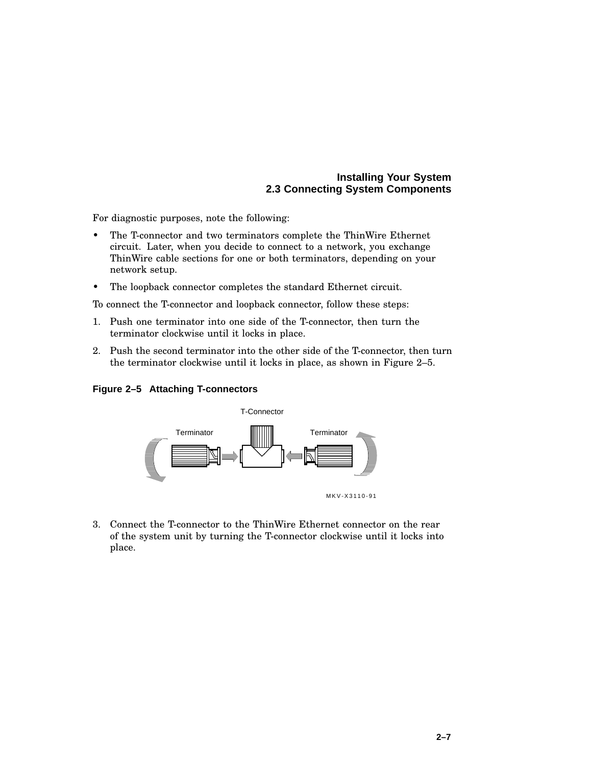For diagnostic purposes, note the following:

- The T-connector and two terminators complete the ThinWire Ethernet circuit. Later, when you decide to connect to a network, you exchange ThinWire cable sections for one or both terminators, depending on your network setup.
- The loopback connector completes the standard Ethernet circuit.

To connect the T-connector and loopback connector, follow these steps:

1. Push one terminator into one side of the T-connector, then turn the terminator clockwise until it locks in place.
2. Push the second terminator into the other side of the T-connector, then turn the terminator clockwise until it locks in place, as shown in Figure 2–5.

**Figure 2–5 Attaching T-connectors**

T-Connector

Terminator

Terminator

MKV-X3110-91

3. Connect the T-connector to the ThinWire Ethernet connector on the rear of the system unit by turning the T-connector clockwise until it locks into place.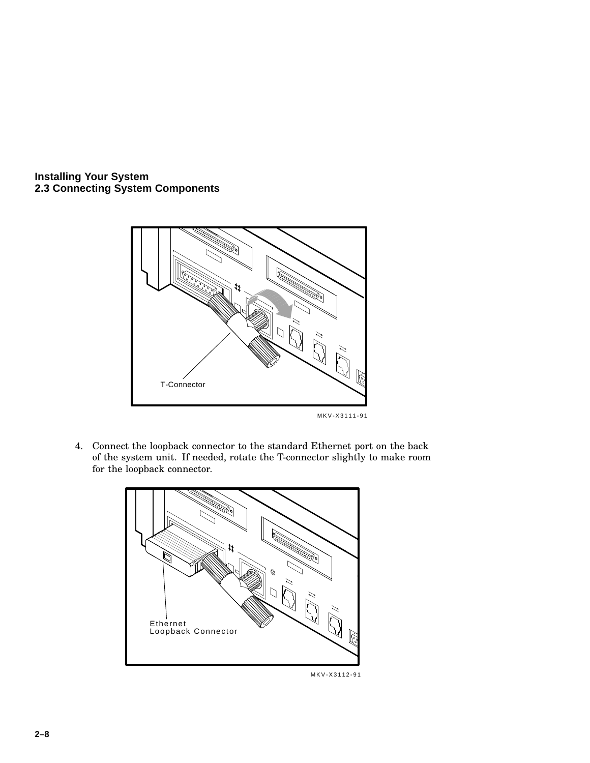T-Connector

MKV-X3111-91

4. Connect the loopback connector to the standard Ethernet port on the back of the system unit. If needed, rotate the T-connector slightly to make room for the loopback connector.

Ethernet Loopback Connector

MKV-X3112-91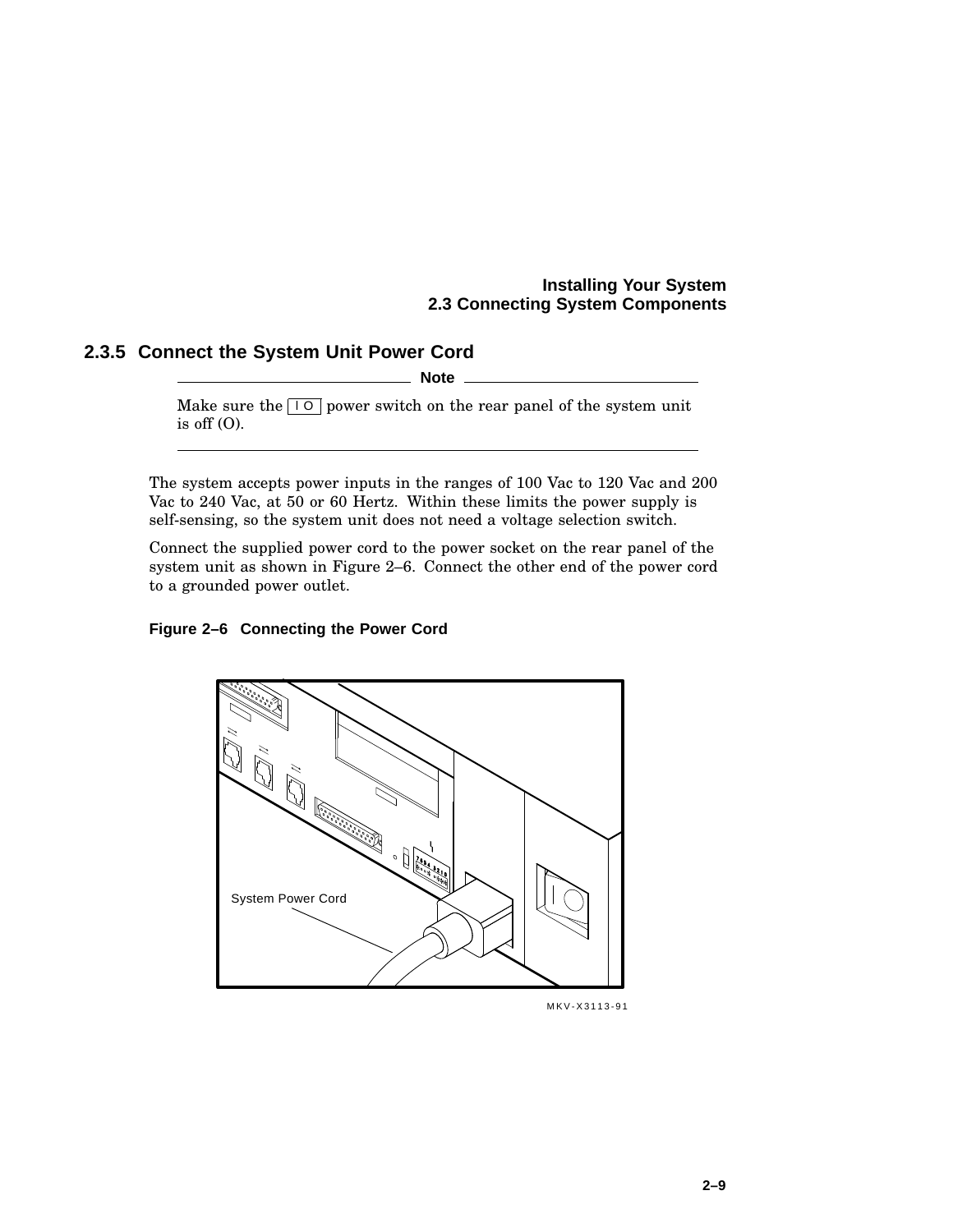### 2.3.5 Connect the System Unit Power Cord

**Note**

Make sure the | O power switch on the rear panel of the system unit is off (O).

---

The system accepts power inputs in the ranges of 100 Vac to 120 Vac and 200 Vac to 240 Vac, at 50 or 60 Hertz. Within these limits the power supply is self-sensing, so the system unit does not need a voltage selection switch.

Connect the supplied power cord to the power socket on the rear panel of the system unit as shown in Figure 2–6. Connect the other end of the power cord to a grounded power outlet.

**Figure 2–6 Connecting the Power Cord**

System Power Cord

MKV-X3113-91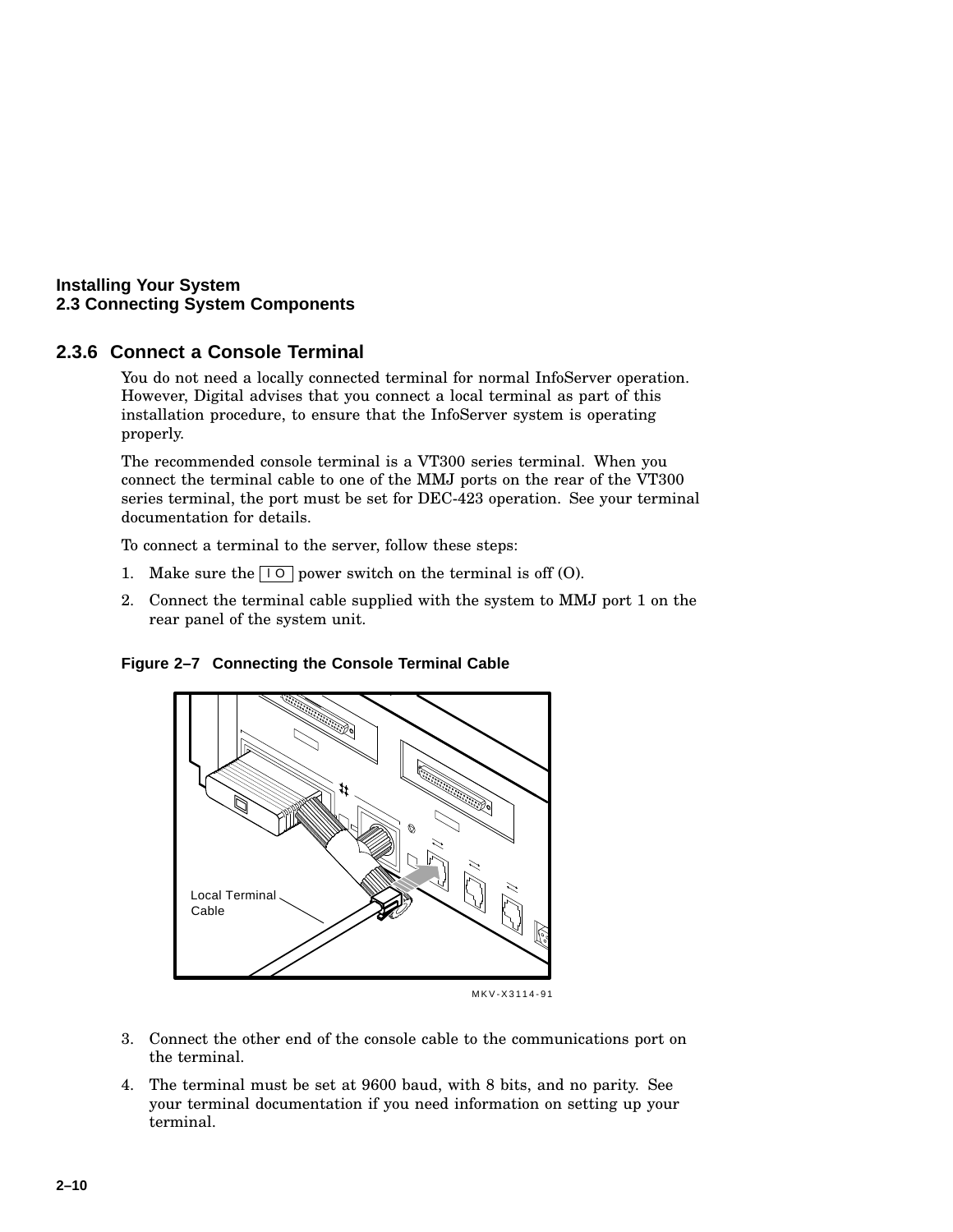## 2.3.6 Connect a Console Terminal

You do not need a locally connected terminal for normal InfoServer operation. However, Digital advises that you connect a local terminal as part of this installation procedure, to ensure that the InfoServer system is operating properly.

The recommended console terminal is a VT300 series terminal. When you connect the terminal cable to one of the MMJ ports on the rear of the VT300 series terminal, the port must be set for DEC-423 operation. See your terminal documentation for details.

To connect a terminal to the server, follow these steps:

1. Make sure the | O power switch on the terminal is off (O).
2. Connect the terminal cable supplied with the system to MMJ port 1 on the rear panel of the system unit.

**Figure 2–7 Connecting the Console Terminal Cable**

Local Terminal Cable

MKV-X3114-91

3. Connect the other end of the console cable to the communications port on the terminal.
4. The terminal must be set at 9600 baud, with 8 bits, and no parity. See your terminal documentation if you need information on setting up your terminal.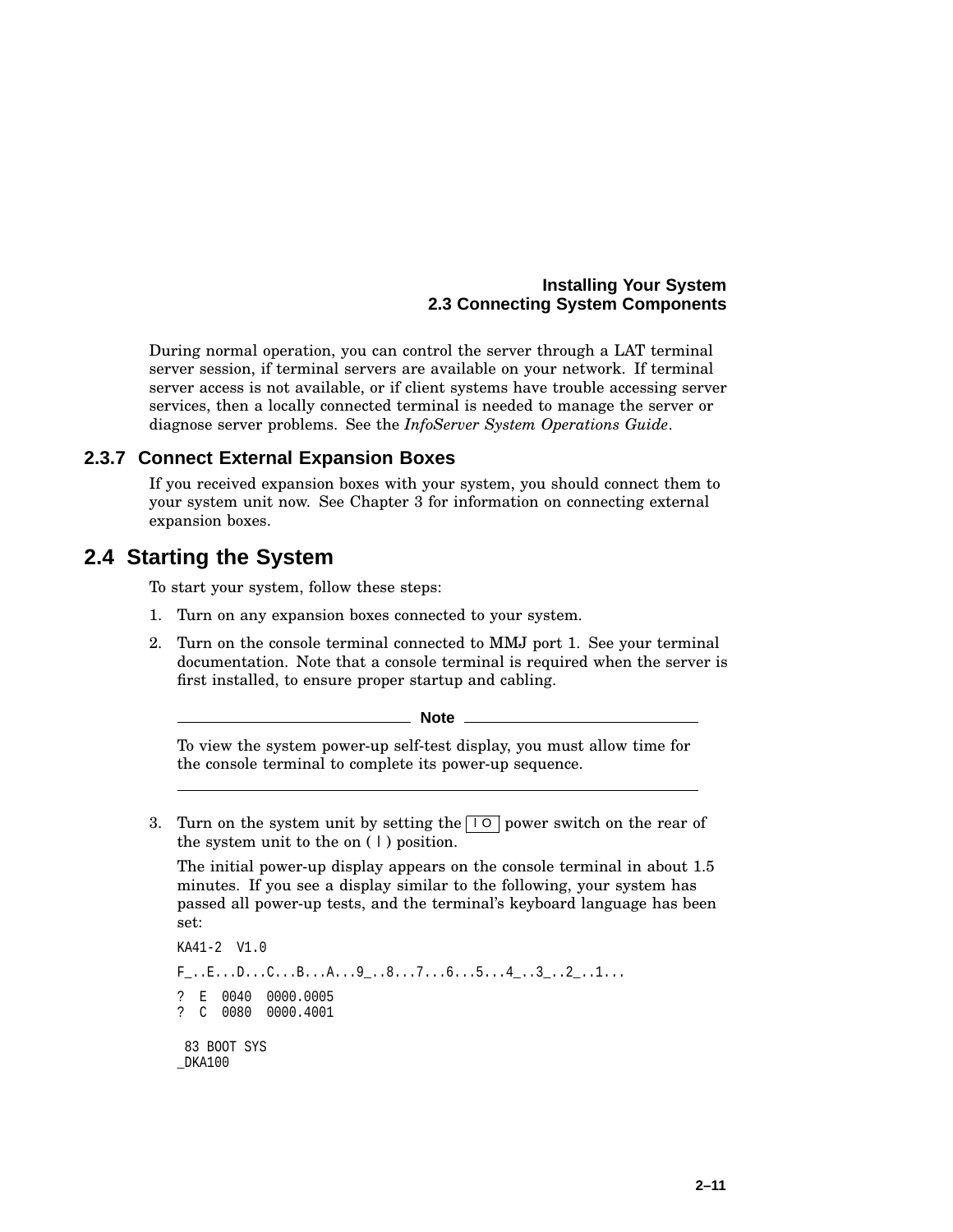During normal operation, you can control the server through a LAT terminal server session, if terminal servers are available on your network. If terminal server access is not available, or if client systems have trouble accessing server services, then a locally connected terminal is needed to manage the server or diagnose server problems. See the *InfoServer System Operations Guide*.

### 2.3.7 Connect External Expansion Boxes

If you received expansion boxes with your system, you should connect them to your system unit now. See Chapter 3 for information on connecting external expansion boxes.

## 2.4 Starting the System

To start your system, follow these steps:

1. Turn on any expansion boxes connected to your system.
2. Turn on the console terminal connected to MMJ port 1. See your terminal documentation. Note that a console terminal is required when the server is first installed, to ensure proper startup and cabling.

   **Note**

   To view the system power-up self-test display, you must allow time for the console terminal to complete its power-up sequence.

3. Turn on the system unit by setting the | O power switch on the rear of the system unit to the on ( | ) position.

   The initial power-up display appears on the console terminal in about 1.5 minutes. If you see a display similar to the following, your system has passed all power-up tests, and the terminal's keyboard language has been set:

```
KA41-2  V1.0

F_..E...D...C...B...A...9_..8...7...6...5...4_..3_..2_..1...

?  E  0040  0000.0005
?  C  0080  0000.4001

 83 BOOT SYS
_DKA100
```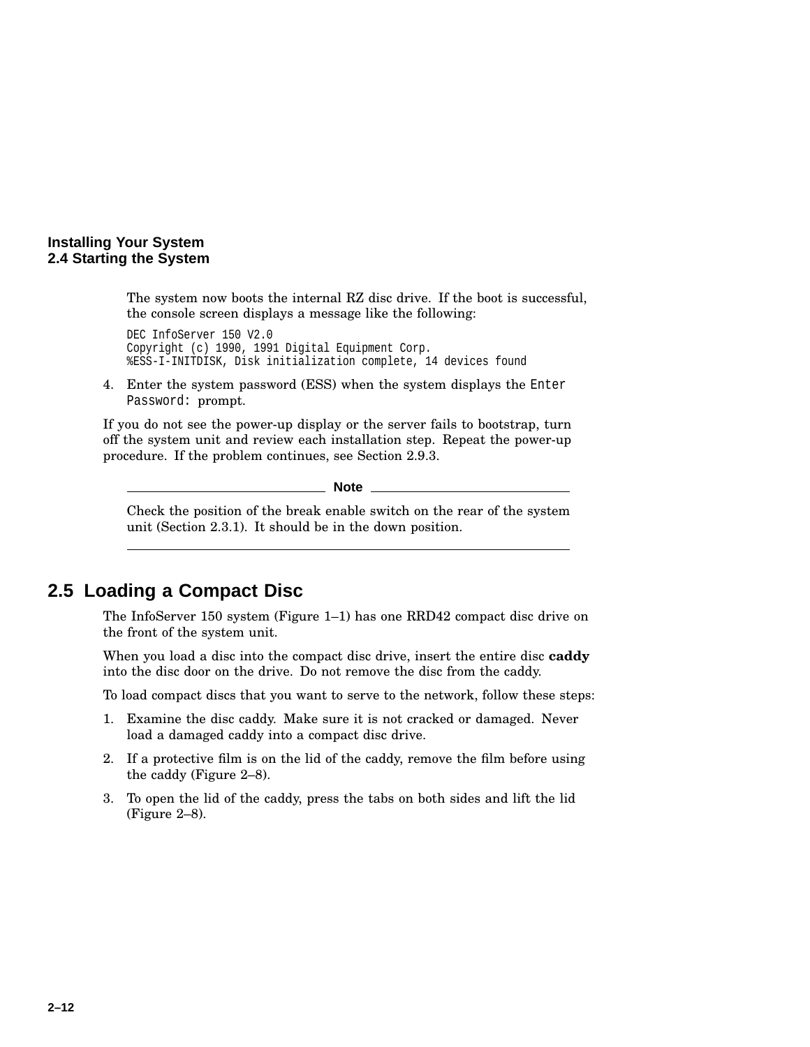The system now boots the internal RZ disc drive. If the boot is successful, the console screen displays a message like the following:

```
DEC InfoServer 150 V2.0
Copyright (c) 1990, 1991 Digital Equipment Corp.
%ESS-I-INITDISK, Disk initialization complete, 14 devices found
```

4. Enter the system password (ESS) when the system displays the `Enter Password:` prompt.

If you do not see the power-up display or the server fails to bootstrap, turn off the system unit and review each installation step. Repeat the power-up procedure. If the problem continues, see Section 2.9.3.

**Note**

Check the position of the break enable switch on the rear of the system unit (Section 2.3.1). It should be in the down position.

## 2.5 Loading a Compact Disc

The InfoServer 150 system (Figure 1–1) has one RRD42 compact disc drive on the front of the system unit.

When you load a disc into the compact disc drive, insert the entire disc **caddy** into the disc door on the drive. Do not remove the disc from the caddy.

To load compact discs that you want to serve to the network, follow these steps:

1. Examine the disc caddy. Make sure it is not cracked or damaged. Never load a damaged caddy into a compact disc drive.
2. If a protective film is on the lid of the caddy, remove the film before using the caddy (Figure 2–8).
3. To open the lid of the caddy, press the tabs on both sides and lift the lid (Figure 2–8).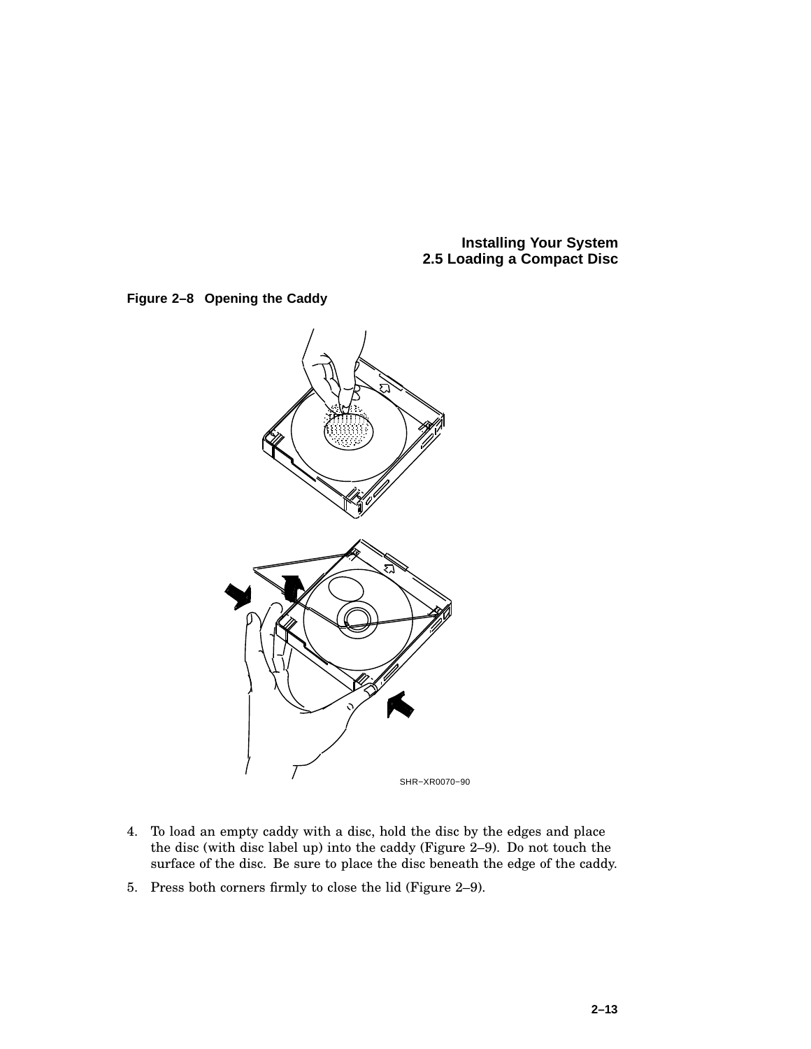**Figure 2–8 Opening the Caddy**

SHR–XR0070–90

4. To load an empty caddy with a disc, hold the disc by the edges and place the disc (with disc label up) into the caddy (Figure 2–9). Do not touch the surface of the disc. Be sure to place the disc beneath the edge of the caddy.

5. Press both corners firmly to close the lid (Figure 2–9).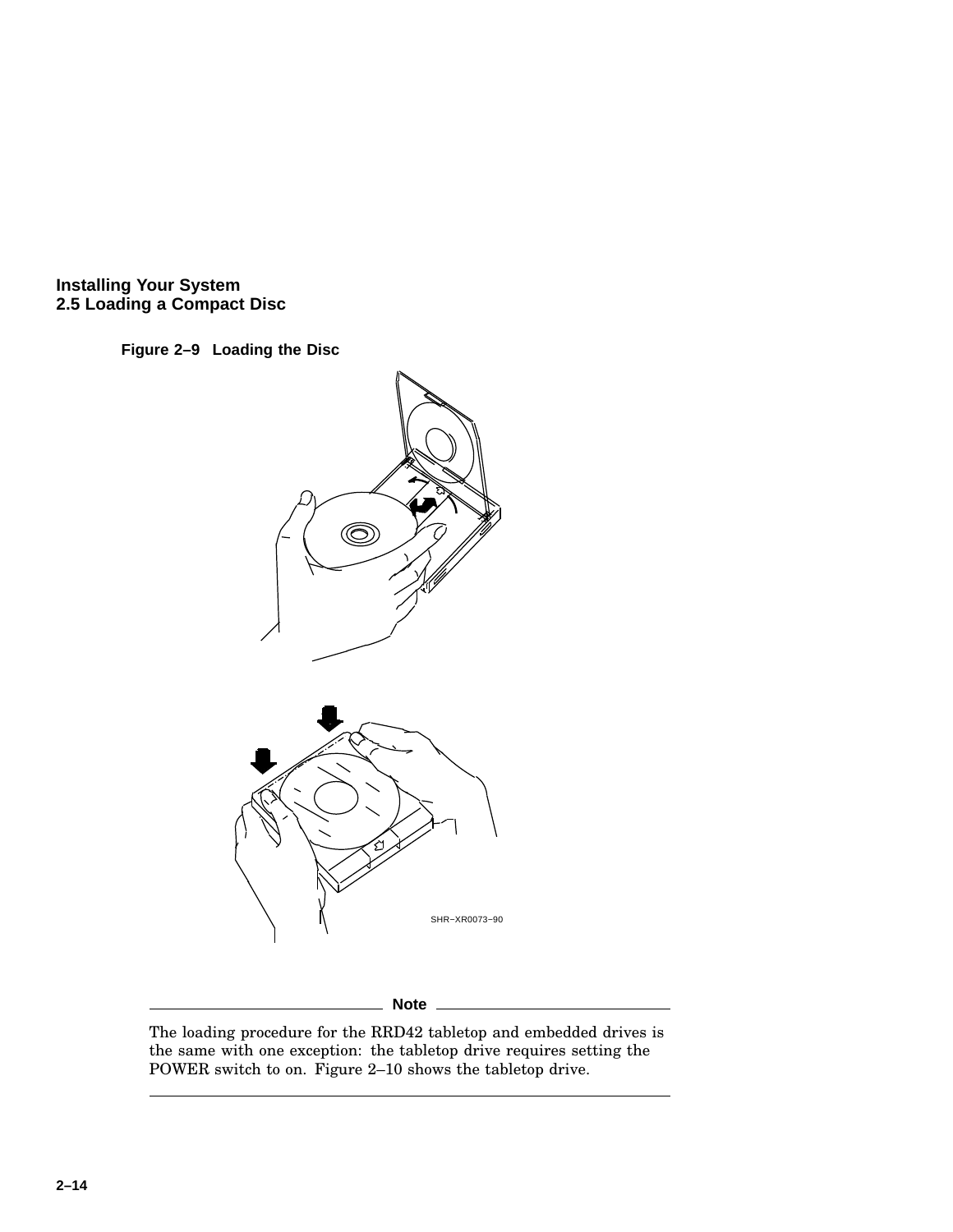## 2.5 Loading a Compact Disc

**Figure 2–9 Loading the Disc**

SHR–XR0073–90

**Note**

The loading procedure for the RRD42 tabletop and embedded drives is the same with one exception: the tabletop drive requires setting the POWER switch to on. Figure 2–10 shows the tabletop drive.